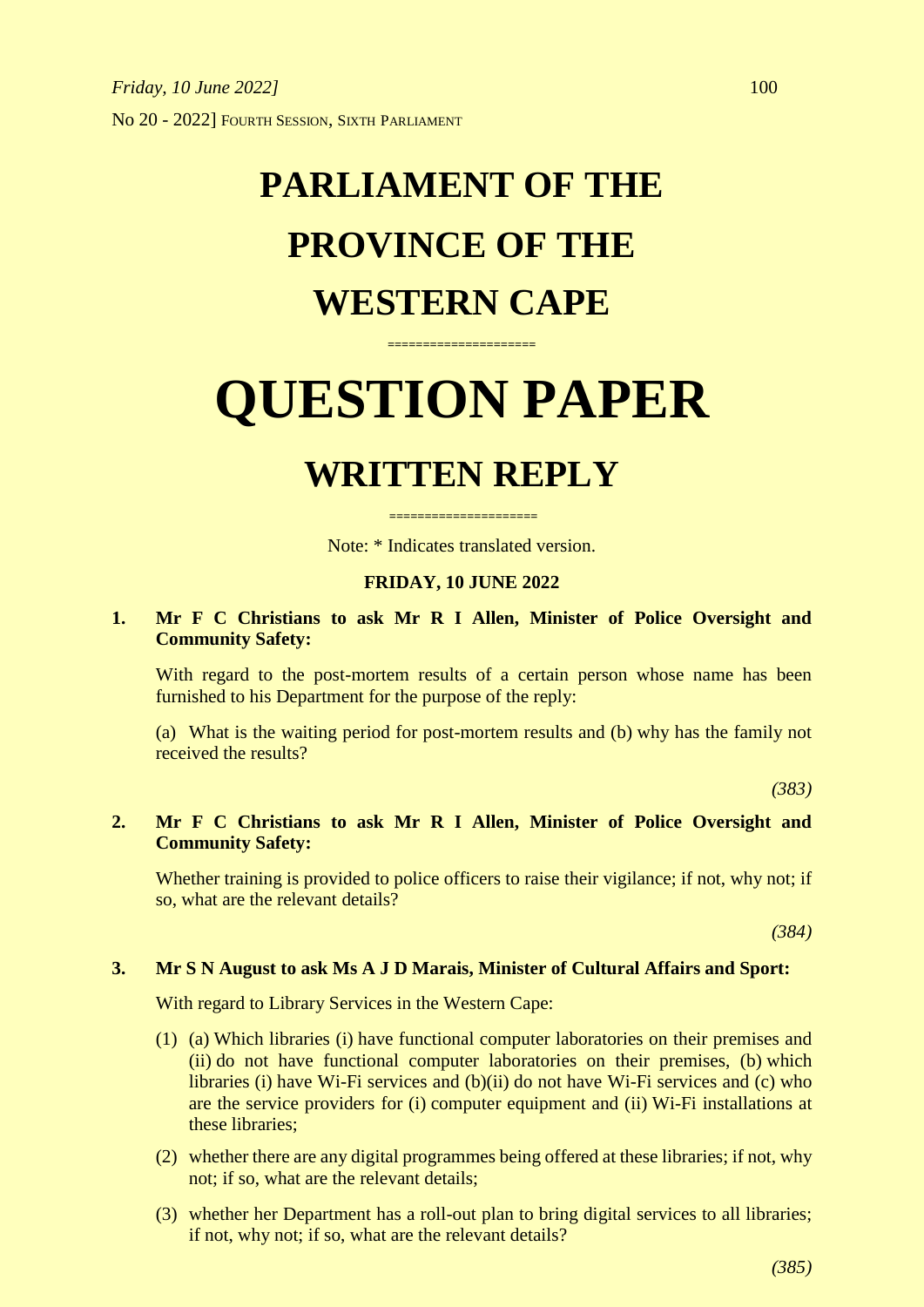*Friday, 10 June 2022]*

No 20 - 2022] FOURTH SESSION, SIXTH PARLIAMENT

# PARLIAMENT OF THE PROVINCE OF THE WESTERN CAPE

====================

# QUESTION PAPER

## WRITTEN REPLY

====================

Note: * Indicates translated version.

**FRIDAY, 10 JUNE 2022**

**1. Mr F C Christians to ask Mr R I Allen, Minister of Police Oversight and Community Safety:**

With regard to the post-mortem results of a certain person whose name has been furnished to his Department for the purpose of the reply:

(a) What is the waiting period for post-mortem results and (b) why has the family not received the results?

*(383)*

**2. Mr F C Christians to ask Mr R I Allen, Minister of Police Oversight and Community Safety:**

Whether training is provided to police officers to raise their vigilance; if not, why not; if so, what are the relevant details?

*(384)*

**3. Mr S N August to ask Ms A J D Marais, Minister of Cultural Affairs and Sport:**

With regard to Library Services in the Western Cape:

(1) (a) Which libraries (i) have functional computer laboratories on their premises and (ii) do not have functional computer laboratories on their premises, (b) which libraries (i) have Wi-Fi services and (b)(ii) do not have Wi-Fi services and (c) who are the service providers for (i) computer equipment and (ii) Wi-Fi installations at these libraries;

(2) whether there are any digital programmes being offered at these libraries; if not, why not; if so, what are the relevant details;

(3) whether her Department has a roll-out plan to bring digital services to all libraries; if not, why not; if so, what are the relevant details?

*(385)*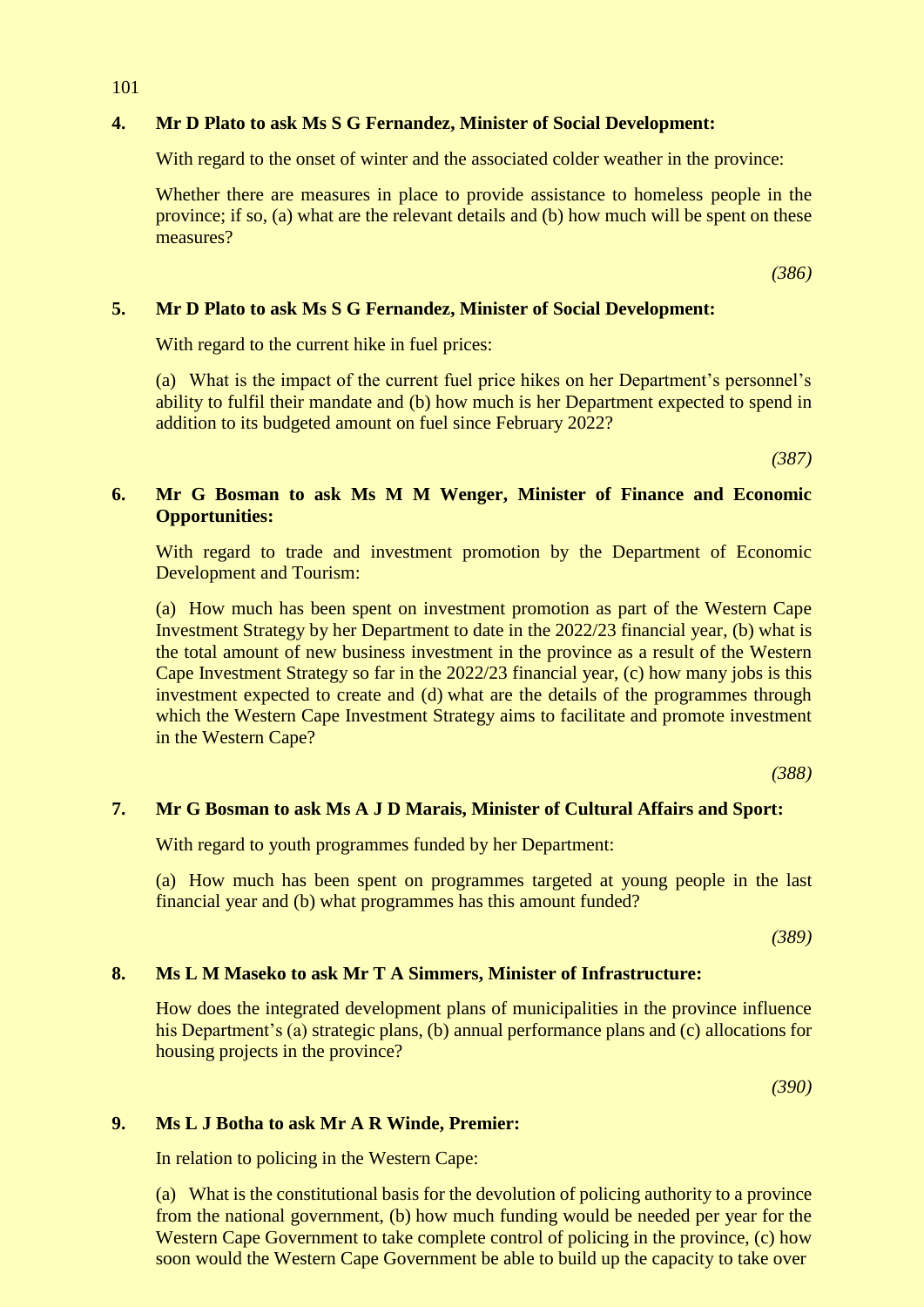**4. Mr D Plato to ask Ms S G Fernandez, Minister of Social Development:**

With regard to the onset of winter and the associated colder weather in the province:

Whether there are measures in place to provide assistance to homeless people in the province; if so, (a) what are the relevant details and (b) how much will be spent on these measures?

*(386)*

**5. Mr D Plato to ask Ms S G Fernandez, Minister of Social Development:**

With regard to the current hike in fuel prices:

(a) What is the impact of the current fuel price hikes on her Department's personnel's ability to fulfil their mandate and (b) how much is her Department expected to spend in addition to its budgeted amount on fuel since February 2022?

*(387)*

**6. Mr G Bosman to ask Ms M M Wenger, Minister of Finance and Economic Opportunities:**

With regard to trade and investment promotion by the Department of Economic Development and Tourism:

(a) How much has been spent on investment promotion as part of the Western Cape Investment Strategy by her Department to date in the 2022/23 financial year, (b) what is the total amount of new business investment in the province as a result of the Western Cape Investment Strategy so far in the 2022/23 financial year, (c) how many jobs is this investment expected to create and (d) what are the details of the programmes through which the Western Cape Investment Strategy aims to facilitate and promote investment in the Western Cape?

*(388)*

**7. Mr G Bosman to ask Ms A J D Marais, Minister of Cultural Affairs and Sport:**

With regard to youth programmes funded by her Department:

(a) How much has been spent on programmes targeted at young people in the last financial year and (b) what programmes has this amount funded?

*(389)*

**8. Ms L M Maseko to ask Mr T A Simmers, Minister of Infrastructure:**

How does the integrated development plans of municipalities in the province influence his Department's (a) strategic plans, (b) annual performance plans and (c) allocations for housing projects in the province?

*(390)*

**9. Ms L J Botha to ask Mr A R Winde, Premier:**

In relation to policing in the Western Cape:

(a) What is the constitutional basis for the devolution of policing authority to a province from the national government, (b) how much funding would be needed per year for the Western Cape Government to take complete control of policing in the province, (c) how soon would the Western Cape Government be able to build up the capacity to take over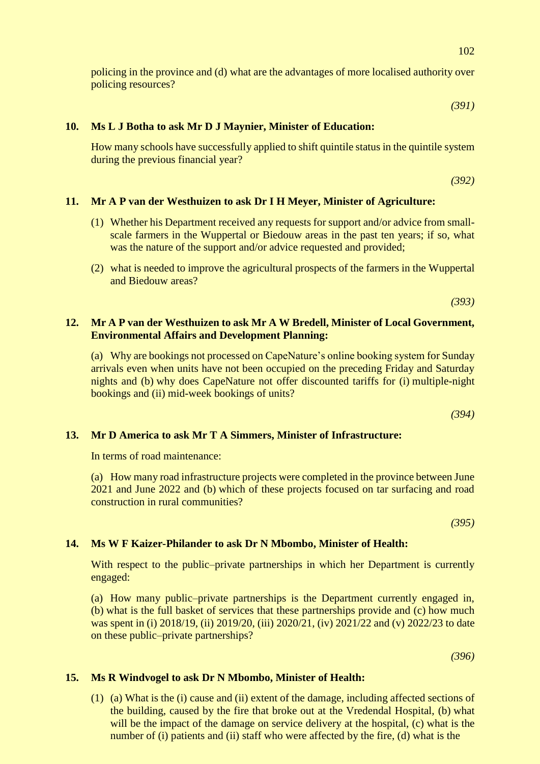policing in the province and (d) what are the advantages of more localised authority over policing resources?

*(391)*

**10. Ms L J Botha to ask Mr D J Maynier, Minister of Education:**

How many schools have successfully applied to shift quintile status in the quintile system during the previous financial year?

*(392)*

**11. Mr A P van der Westhuizen to ask Dr I H Meyer, Minister of Agriculture:**

(1) Whether his Department received any requests for support and/or advice from small-scale farmers in the Wuppertal or Biedouw areas in the past ten years; if so, what was the nature of the support and/or advice requested and provided;

(2) what is needed to improve the agricultural prospects of the farmers in the Wuppertal and Biedouw areas?

*(393)*

**12. Mr A P van der Westhuizen to ask Mr A W Bredell, Minister of Local Government, Environmental Affairs and Development Planning:**

(a) Why are bookings not processed on CapeNature's online booking system for Sunday arrivals even when units have not been occupied on the preceding Friday and Saturday nights and (b) why does CapeNature not offer discounted tariffs for (i) multiple-night bookings and (ii) mid-week bookings of units?

*(394)*

**13. Mr D America to ask Mr T A Simmers, Minister of Infrastructure:**

In terms of road maintenance:

(a) How many road infrastructure projects were completed in the province between June 2021 and June 2022 and (b) which of these projects focused on tar surfacing and road construction in rural communities?

*(395)*

**14. Ms W F Kaizer-Philander to ask Dr N Mbombo, Minister of Health:**

With respect to the public–private partnerships in which her Department is currently engaged:

(a) How many public–private partnerships is the Department currently engaged in, (b) what is the full basket of services that these partnerships provide and (c) how much was spent in (i) 2018/19, (ii) 2019/20, (iii) 2020/21, (iv) 2021/22 and (v) 2022/23 to date on these public–private partnerships?

*(396)*

**15. Ms R Windvogel to ask Dr N Mbombo, Minister of Health:**

(1) (a) What is the (i) cause and (ii) extent of the damage, including affected sections of the building, caused by the fire that broke out at the Vredendal Hospital, (b) what will be the impact of the damage on service delivery at the hospital, (c) what is the number of (i) patients and (ii) staff who were affected by the fire, (d) what is the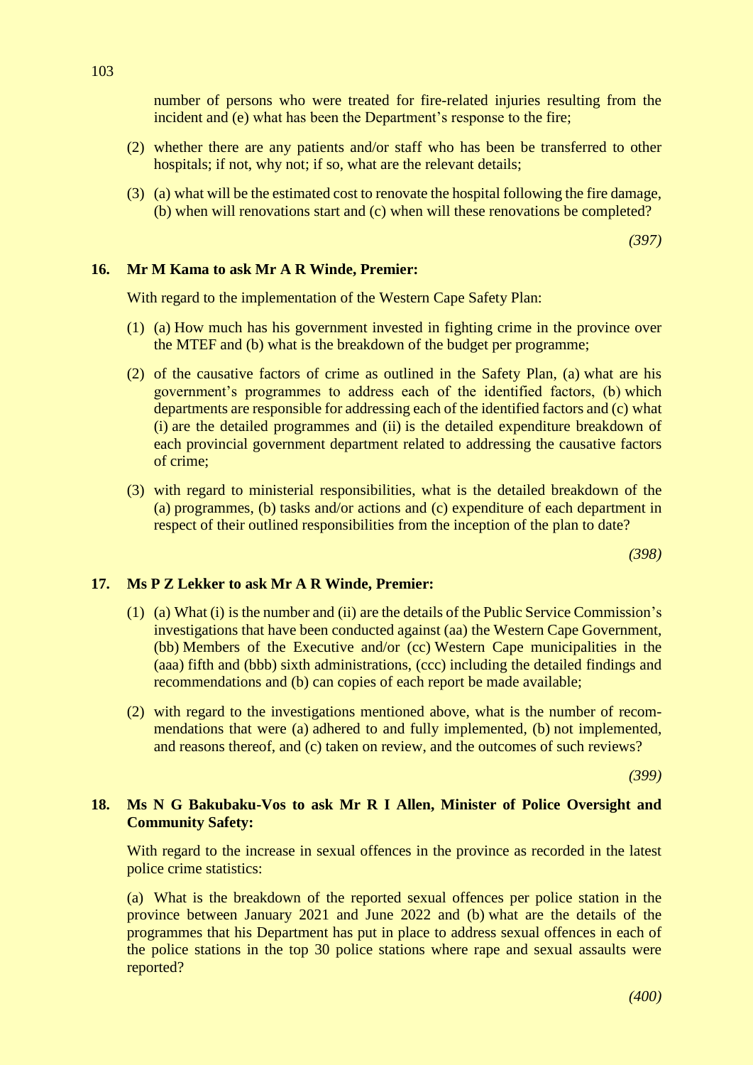number of persons who were treated for fire-related injuries resulting from the incident and (e) what has been the Department’s response to the fire;

(2) whether there are any patients and/or staff who has been be transferred to other hospitals; if not, why not; if so, what are the relevant details;

(3) (a) what will be the estimated cost to renovate the hospital following the fire damage, (b) when will renovations start and (c) when will these renovations be completed?

*(397)*

**16. Mr M Kama to ask Mr A R Winde, Premier:**

With regard to the implementation of the Western Cape Safety Plan:

(1) (a) How much has his government invested in fighting crime in the province over the MTEF and (b) what is the breakdown of the budget per programme;

(2) of the causative factors of crime as outlined in the Safety Plan, (a) what are his government’s programmes to address each of the identified factors, (b) which departments are responsible for addressing each of the identified factors and (c) what (i) are the detailed programmes and (ii) is the detailed expenditure breakdown of each provincial government department related to addressing the causative factors of crime;

(3) with regard to ministerial responsibilities, what is the detailed breakdown of the (a) programmes, (b) tasks and/or actions and (c) expenditure of each department in respect of their outlined responsibilities from the inception of the plan to date?

*(398)*

**17. Ms P Z Lekker to ask Mr A R Winde, Premier:**

(1) (a) What (i) is the number and (ii) are the details of the Public Service Commission’s investigations that have been conducted against (aa) the Western Cape Government, (bb) Members of the Executive and/or (cc) Western Cape municipalities in the (aaa) fifth and (bbb) sixth administrations, (ccc) including the detailed findings and recommendations and (b) can copies of each report be made available;

(2) with regard to the investigations mentioned above, what is the number of recommendations that were (a) adhered to and fully implemented, (b) not implemented, and reasons thereof, and (c) taken on review, and the outcomes of such reviews?

*(399)*

**18. Ms N G Bakubaku-Vos to ask Mr R I Allen, Minister of Police Oversight and Community Safety:**

With regard to the increase in sexual offences in the province as recorded in the latest police crime statistics:

(a) What is the breakdown of the reported sexual offences per police station in the province between January 2021 and June 2022 and (b) what are the details of the programmes that his Department has put in place to address sexual offences in each of the police stations in the top 30 police stations where rape and sexual assaults were reported?

*(400)*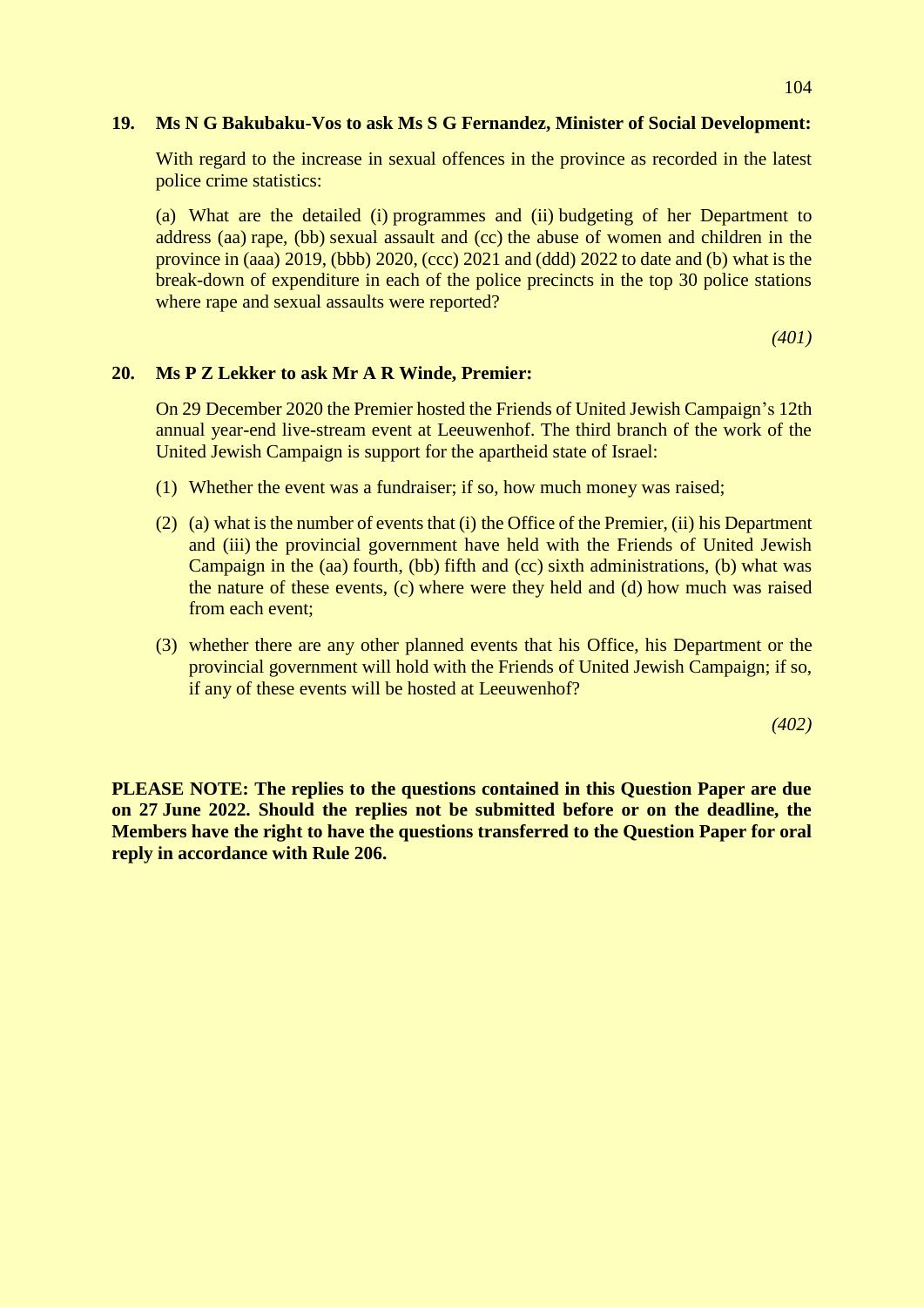**19. Ms N G Bakubaku-Vos to ask Ms S G Fernandez, Minister of Social Development:**

With regard to the increase in sexual offences in the province as recorded in the latest police crime statistics:

(a) What are the detailed (i) programmes and (ii) budgeting of her Department to address (aa) rape, (bb) sexual assault and (cc) the abuse of women and children in the province in (aaa) 2019, (bbb) 2020, (ccc) 2021 and (ddd) 2022 to date and (b) what is the break-down of expenditure in each of the police precincts in the top 30 police stations where rape and sexual assaults were reported?

*(401)*

**20. Ms P Z Lekker to ask Mr A R Winde, Premier:**

On 29 December 2020 the Premier hosted the Friends of United Jewish Campaign's 12th annual year-end live-stream event at Leeuwenhof. The third branch of the work of the United Jewish Campaign is support for the apartheid state of Israel:

(1) Whether the event was a fundraiser; if so, how much money was raised;

(2) (a) what is the number of events that (i) the Office of the Premier, (ii) his Department and (iii) the provincial government have held with the Friends of United Jewish Campaign in the (aa) fourth, (bb) fifth and (cc) sixth administrations, (b) what was the nature of these events, (c) where were they held and (d) how much was raised from each event;

(3) whether there are any other planned events that his Office, his Department or the provincial government will hold with the Friends of United Jewish Campaign; if so, if any of these events will be hosted at Leeuwenhof?

*(402)*

**PLEASE NOTE: The replies to the questions contained in this Question Paper are due on 27 June 2022. Should the replies not be submitted before or on the deadline, the Members have the right to have the questions transferred to the Question Paper for oral reply in accordance with Rule 206.**